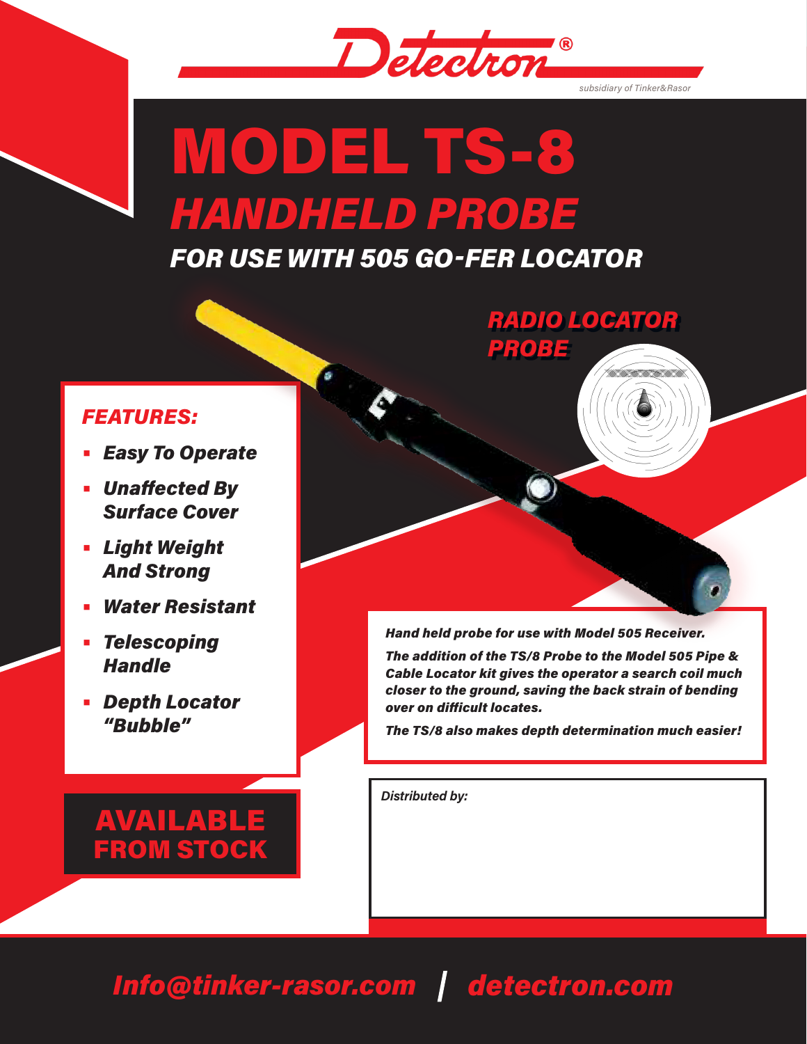Detectron®

*subsidiary of Tinker&Rasor*

# MODEL TS-8

## *HANDHELD PROBE*

### *FOR USE WITH 505 GO-FER LOCATOR*

***RADIO LOCATOR PROBE***

***FEATURES:***

- ***Easy To Operate***
- ***Unaffected By Surface Cover***
- ***Light Weight And Strong***
- ***Water Resistant***
- ***Telescoping Handle***
- ***Depth Locator "Bubble"***

***Hand held probe for use with Model 505 Receiver.***

***The addition of the TS/8 Probe to the Model 505 Pipe & Cable Locator kit gives the operator a search coil much closer to the ground, saving the back strain of bending over on difficult locates.***

***The TS/8 also makes depth determination much easier!***

**AVAILABLE FROM STOCK**

*Distributed by:*

***Info@tinker-rasor.com / detectron.com***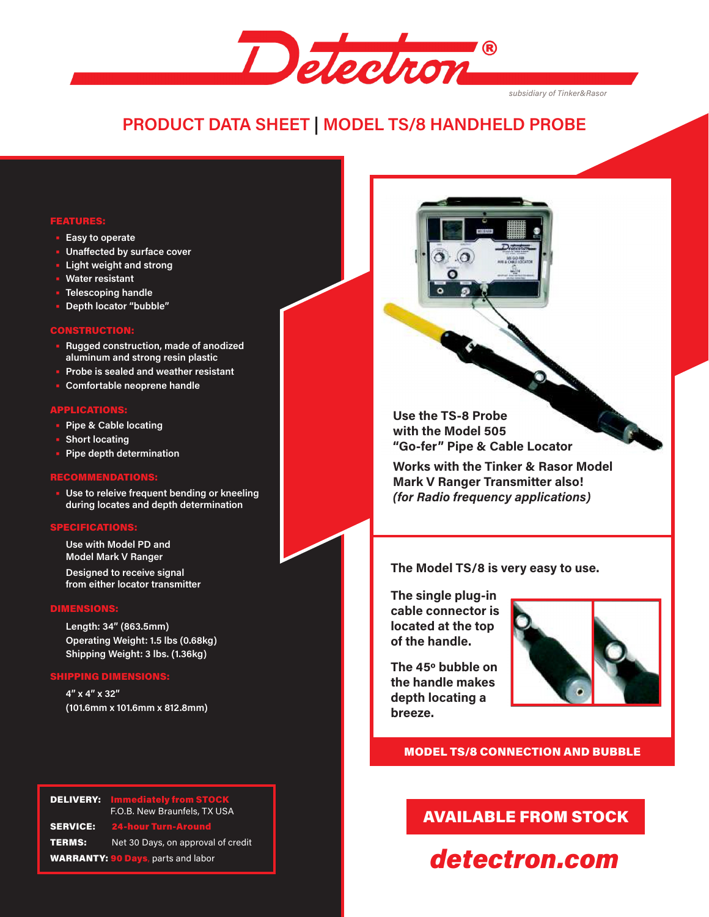# Detectron®

*subsidiary of Tinker&Rasor*

## PRODUCT DATA SHEET | MODEL TS/8 HANDHELD PROBE

### FEATURES:

- Easy to operate
- Unaffected by surface cover
- Light weight and strong
- Water resistant
- Telescoping handle
- Depth locator "bubble"

### CONSTRUCTION:

- Rugged construction, made of anodized aluminum and strong resin plastic
- Probe is sealed and weather resistant
- Comfortable neoprene handle

### APPLICATIONS:

- Pipe & Cable locating
- Short locating
- Pipe depth determination

### RECOMMENDATIONS:

- Use to releive frequent bending or kneeling during locates and depth determination

### SPECIFICATIONS:

Use with Model PD and Model Mark V Ranger

Designed to receive signal from either locator transmitter

### DIMENSIONS:

Length: 34" (863.5mm)
Operating Weight: 1.5 lbs (0.68kg)
Shipping Weight: 3 lbs. (1.36kg)

### SHIPPING DIMENSIONS:

4" x 4" x 32"
(101.6mm x 101.6mm x 812.8mm)

**DELIVERY:** **Immediately from STOCK**
F.O.B. New Braunfels, TX USA
**SERVICE:** **24-hour Turn-Around**
**TERMS:** Net 30 Days, on approval of credit
**WARRANTY:** **90 Days**, parts and labor

**Use the TS-8 Probe with the Model 505 "Go-fer" Pipe & Cable Locator**

**Works with the Tinker & Rasor Model Mark V Ranger Transmitter also!**
***(for Radio frequency applications)***

**The Model TS/8 is very easy to use.**

**The single plug-in cable connector is located at the top of the handle.**

**The 45º bubble on the handle makes depth locating a breeze.**

**MODEL TS/8 CONNECTION AND BUBBLE**

**AVAILABLE FROM STOCK**

***detectron.com***